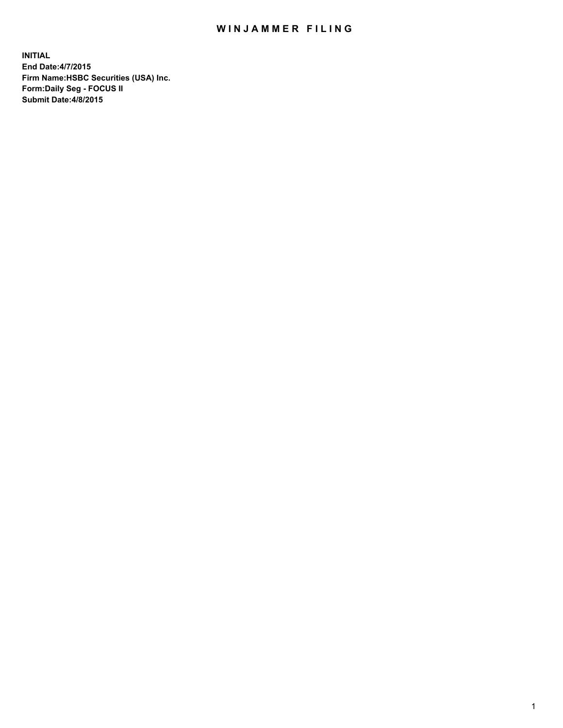# WINJAMMER FILING

**INITIAL**
**End Date:4/7/2015**
**Firm Name:HSBC Securities (USA) Inc.**
**Form:Daily Seg - FOCUS II**
**Submit Date:4/8/2015**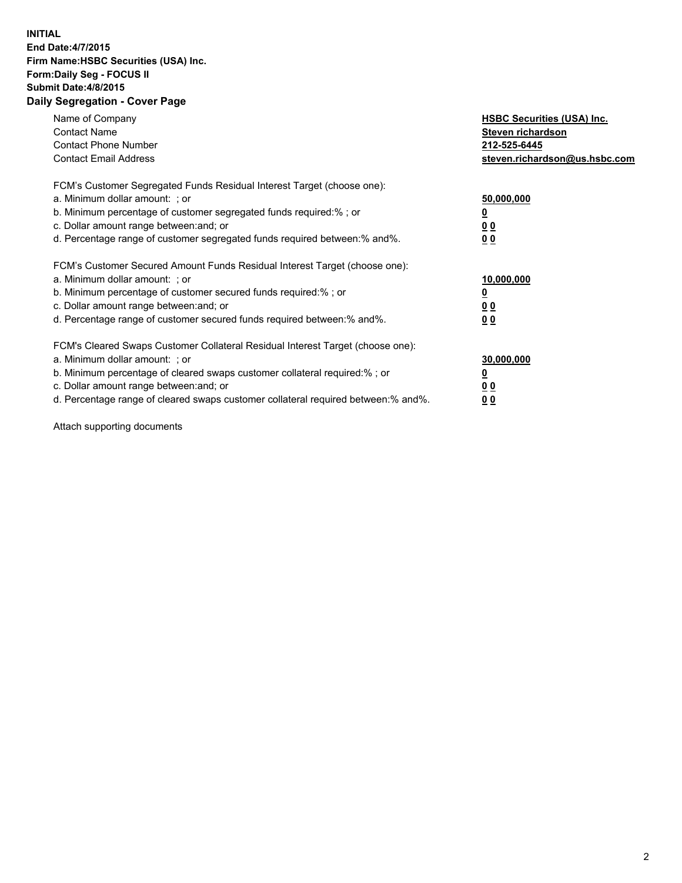**INITIAL**
**End Date:4/7/2015**
**Firm Name:HSBC Securities (USA) Inc.**
**Form:Daily Seg - FOCUS II**
**Submit Date:4/8/2015**

## Daily Segregation - Cover Page

| | |
|---|---|
| Name of Company | **HSBC Securities (USA) Inc.** |
| Contact Name | **Steven richardson** |
| Contact Phone Number | **212-525-6445** |
| Contact Email Address | **steven.richardson@us.hsbc.com** |

FCM's Customer Segregated Funds Residual Interest Target (choose one):

| | |
|---|---|
| a. Minimum dollar amount: ; or | **50,000,000** |
| b. Minimum percentage of customer segregated funds required:% ; or | **0** |
| c. Dollar amount range between:and; or | **0 0** |
| d. Percentage range of customer segregated funds required between:% and%. | **0 0** |

FCM's Customer Secured Amount Funds Residual Interest Target (choose one):

| | |
|---|---|
| a. Minimum dollar amount: ; or | **10,000,000** |
| b. Minimum percentage of customer secured funds required:% ; or | **0** |
| c. Dollar amount range between:and; or | **0 0** |
| d. Percentage range of customer secured funds required between:% and%. | **0 0** |

FCM's Cleared Swaps Customer Collateral Residual Interest Target (choose one):

| | |
|---|---|
| a. Minimum dollar amount: ; or | **30,000,000** |
| b. Minimum percentage of cleared swaps customer collateral required:% ; or | **0** |
| c. Dollar amount range between:and; or | **0 0** |
| d. Percentage range of cleared swaps customer collateral required between:% and%. | **0 0** |

Attach supporting documents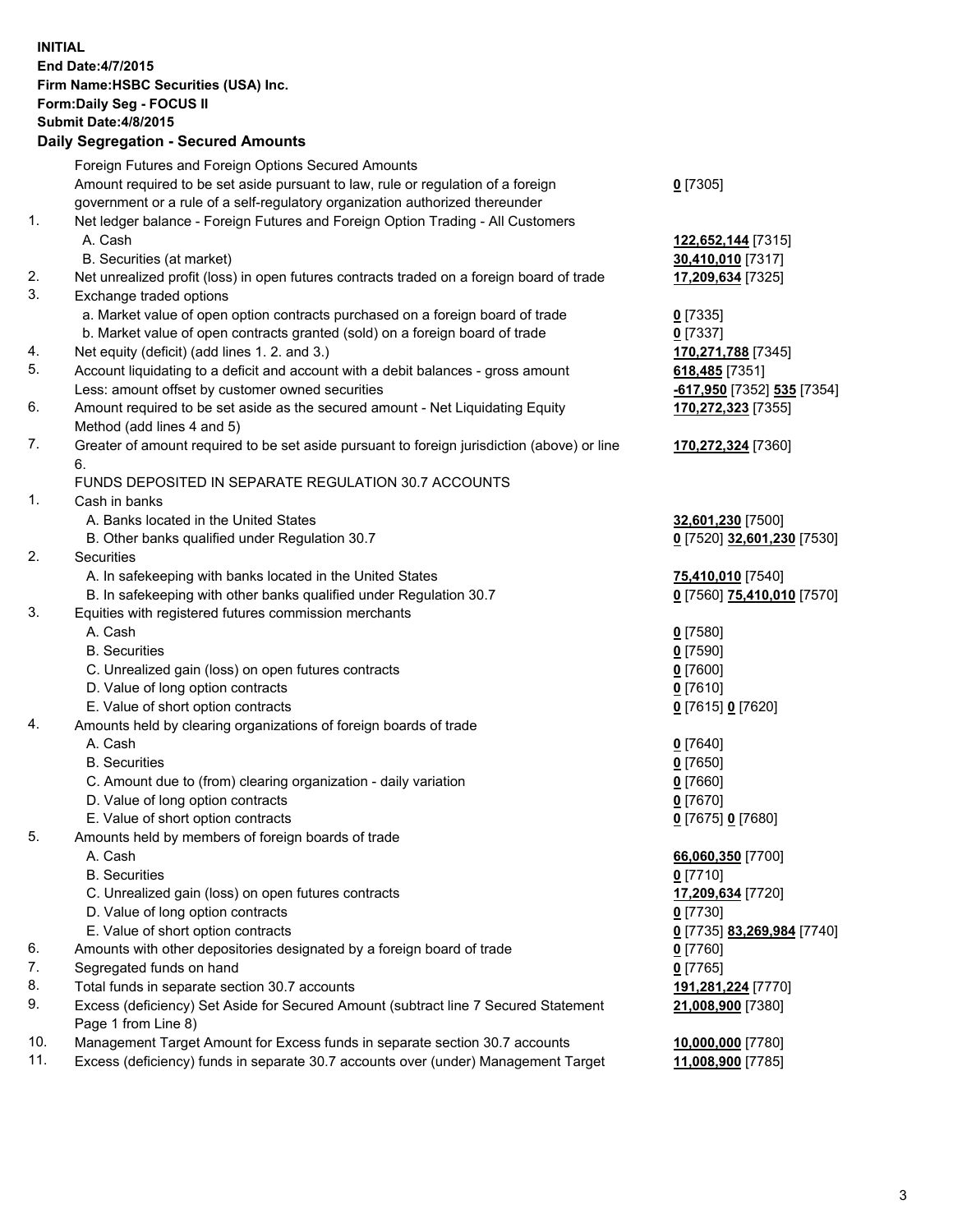**INITIAL**
**End Date:4/7/2015**
**Firm Name:HSBC Securities (USA) Inc.**
**Form:Daily Seg - FOCUS II**
**Submit Date:4/8/2015**

## Daily Segregation - Secured Amounts

| | | |
|---|---|---|
| | Foreign Futures and Foreign Options Secured Amounts | |
| | Amount required to be set aside pursuant to law, rule or regulation of a foreign government or a rule of a self-regulatory organization authorized thereunder | **0** [7305] |
| 1. | Net ledger balance - Foreign Futures and Foreign Option Trading - All Customers | |
| | A. Cash | **122,652,144** [7315] |
| | B. Securities (at market) | **30,410,010** [7317] |
| 2. | Net unrealized profit (loss) in open futures contracts traded on a foreign board of trade | **17,209,634** [7325] |
| 3. | Exchange traded options | |
| | a. Market value of open option contracts purchased on a foreign board of trade | **0** [7335] |
| | b. Market value of open contracts granted (sold) on a foreign board of trade | **0** [7337] |
| 4. | Net equity (deficit) (add lines 1. 2. and 3.) | **170,271,788** [7345] |
| 5. | Account liquidating to a deficit and account with a debit balances - gross amount | **618,485** [7351] |
| | Less: amount offset by customer owned securities | **-617,950** [7352] **535** [7354] |
| 6. | Amount required to be set aside as the secured amount - Net Liquidating Equity Method (add lines 4 and 5) | **170,272,323** [7355] |
| 7. | Greater of amount required to be set aside pursuant to foreign jurisdiction (above) or line 6. | **170,272,324** [7360] |
| | FUNDS DEPOSITED IN SEPARATE REGULATION 30.7 ACCOUNTS | |
| 1. | Cash in banks | |
| | A. Banks located in the United States | **32,601,230** [7500] |
| | B. Other banks qualified under Regulation 30.7 | **0** [7520] **32,601,230** [7530] |
| 2. | Securities | |
| | A. In safekeeping with banks located in the United States | **75,410,010** [7540] |
| | B. In safekeeping with other banks qualified under Regulation 30.7 | **0** [7560] **75,410,010** [7570] |
| 3. | Equities with registered futures commission merchants | |
| | A. Cash | **0** [7580] |
| | B. Securities | **0** [7590] |
| | C. Unrealized gain (loss) on open futures contracts | **0** [7600] |
| | D. Value of long option contracts | **0** [7610] |
| | E. Value of short option contracts | **0** [7615] **0** [7620] |
| 4. | Amounts held by clearing organizations of foreign boards of trade | |
| | A. Cash | **0** [7640] |
| | B. Securities | **0** [7650] |
| | C. Amount due to (from) clearing organization - daily variation | **0** [7660] |
| | D. Value of long option contracts | **0** [7670] |
| | E. Value of short option contracts | **0** [7675] **0** [7680] |
| 5. | Amounts held by members of foreign boards of trade | |
| | A. Cash | **66,060,350** [7700] |
| | B. Securities | **0** [7710] |
| | C. Unrealized gain (loss) on open futures contracts | **17,209,634** [7720] |
| | D. Value of long option contracts | **0** [7730] |
| | E. Value of short option contracts | **0** [7735] **83,269,984** [7740] |
| 6. | Amounts with other depositories designated by a foreign board of trade | **0** [7760] |
| 7. | Segregated funds on hand | **0** [7765] |
| 8. | Total funds in separate section 30.7 accounts | **191,281,224** [7770] |
| 9. | Excess (deficiency) Set Aside for Secured Amount (subtract line 7 Secured Statement Page 1 from Line 8) | **21,008,900** [7380] |
| 10. | Management Target Amount for Excess funds in separate section 30.7 accounts | **10,000,000** [7780] |
| 11. | Excess (deficiency) funds in separate 30.7 accounts over (under) Management Target | **11,008,900** [7785] |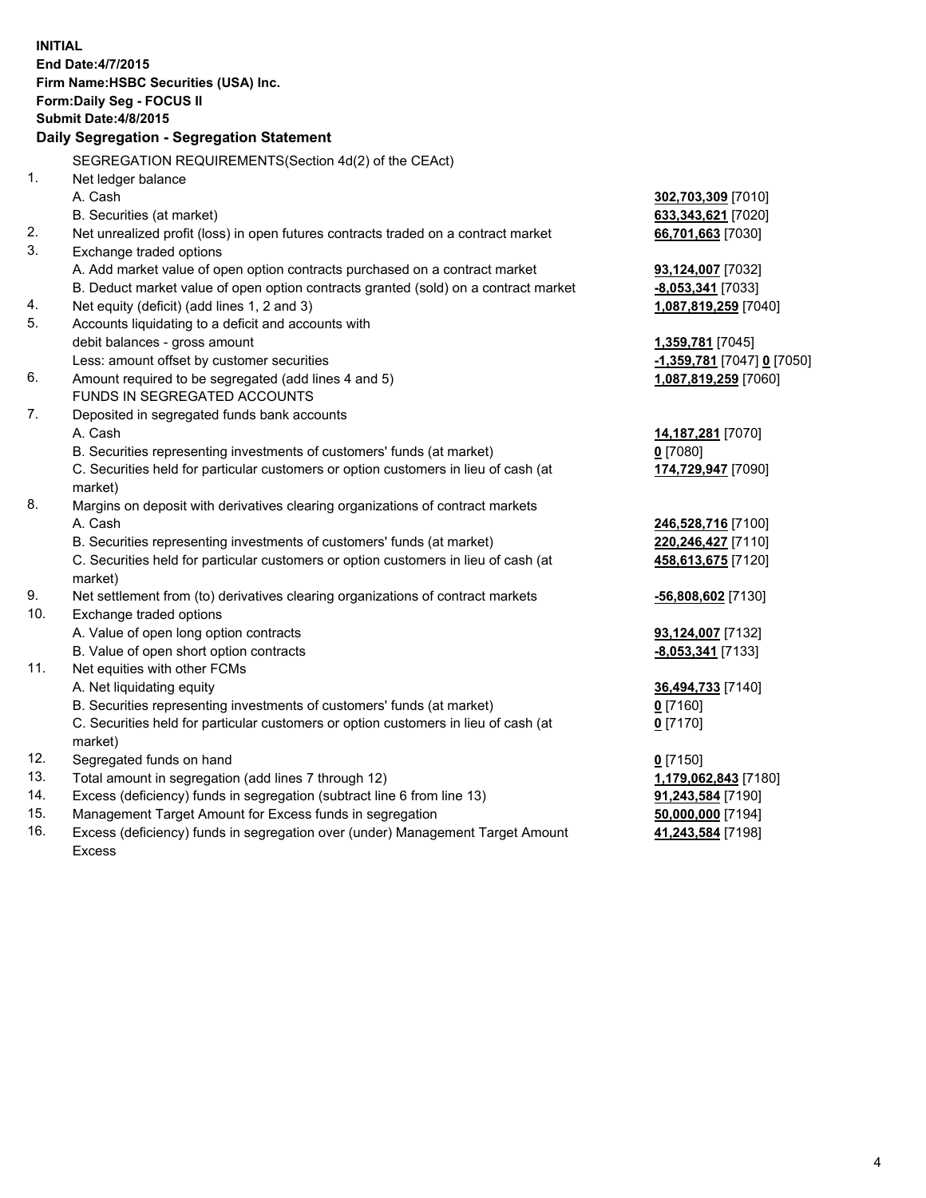**INITIAL**
**End Date:4/7/2015**
**Firm Name:HSBC Securities (USA) Inc.**
**Form:Daily Seg - FOCUS II**
**Submit Date:4/8/2015**

## Daily Segregation - Segregation Statement

SEGREGATION REQUIREMENTS(Section 4d(2) of the CEAct)

| | | |
|---|---|---|
| 1. | Net ledger balance | |
| | A. Cash | 302,703,309 [7010] |
| | B. Securities (at market) | 633,343,621 [7020] |
| 2. | Net unrealized profit (loss) in open futures contracts traded on a contract market | 66,701,663 [7030] |
| 3. | Exchange traded options | |
| | A. Add market value of open option contracts purchased on a contract market | 93,124,007 [7032] |
| | B. Deduct market value of open option contracts granted (sold) on a contract market | -8,053,341 [7033] |
| 4. | Net equity (deficit) (add lines 1, 2 and 3) | 1,087,819,259 [7040] |
| 5. | Accounts liquidating to a deficit and accounts with debit balances - gross amount | 1,359,781 [7045] |
| | Less: amount offset by customer securities | -1,359,781 [7047] 0 [7050] |
| 6. | Amount required to be segregated (add lines 4 and 5) | 1,087,819,259 [7060] |
| | FUNDS IN SEGREGATED ACCOUNTS | |
| 7. | Deposited in segregated funds bank accounts | |
| | A. Cash | 14,187,281 [7070] |
| | B. Securities representing investments of customers' funds (at market) | 0 [7080] |
| | C. Securities held for particular customers or option customers in lieu of cash (at market) | 174,729,947 [7090] |
| 8. | Margins on deposit with derivatives clearing organizations of contract markets | |
| | A. Cash | 246,528,716 [7100] |
| | B. Securities representing investments of customers' funds (at market) | 220,246,427 [7110] |
| | C. Securities held for particular customers or option customers in lieu of cash (at market) | 458,613,675 [7120] |
| 9. | Net settlement from (to) derivatives clearing organizations of contract markets | -56,808,602 [7130] |
| 10. | Exchange traded options | |
| | A. Value of open long option contracts | 93,124,007 [7132] |
| | B. Value of open short option contracts | -8,053,341 [7133] |
| 11. | Net equities with other FCMs | |
| | A. Net liquidating equity | 36,494,733 [7140] |
| | B. Securities representing investments of customers' funds (at market) | 0 [7160] |
| | C. Securities held for particular customers or option customers in lieu of cash (at market) | 0 [7170] |
| 12. | Segregated funds on hand | 0 [7150] |
| 13. | Total amount in segregation (add lines 7 through 12) | 1,179,062,843 [7180] |
| 14. | Excess (deficiency) funds in segregation (subtract line 6 from line 13) | 91,243,584 [7190] |
| 15. | Management Target Amount for Excess funds in segregation | 50,000,000 [7194] |
| 16. | Excess (deficiency) funds in segregation over (under) Management Target Amount Excess | 41,243,584 [7198] |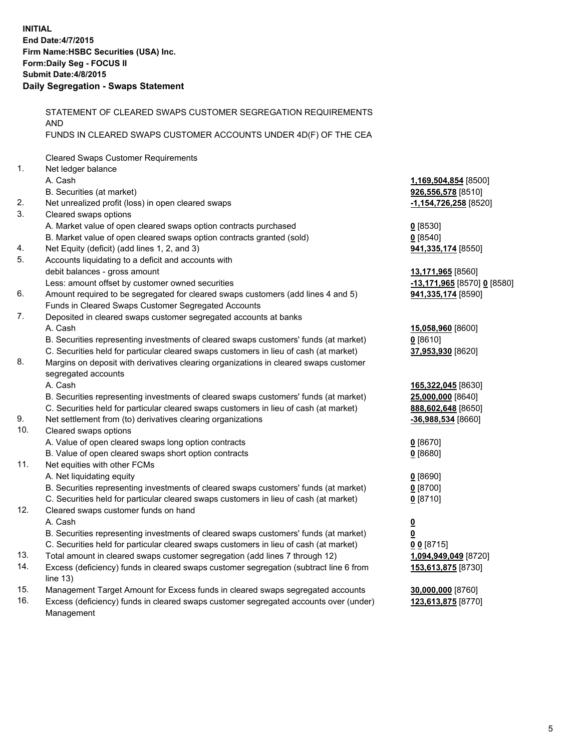**INITIAL**
**End Date:4/7/2015**
**Firm Name:HSBC Securities (USA) Inc.**
**Form:Daily Seg - FOCUS II**
**Submit Date:4/8/2015**
**Daily Segregation - Swaps Statement**

STATEMENT OF CLEARED SWAPS CUSTOMER SEGREGATION REQUIREMENTS AND FUNDS IN CLEARED SWAPS CUSTOMER ACCOUNTS UNDER 4D(F) OF THE CEA

| | | |
|---|---|---|
| | Cleared Swaps Customer Requirements | |
| 1. | Net ledger balance | |
| | A. Cash | **1,169,504,854** [8500] |
| | B. Securities (at market) | **926,556,578** [8510] |
| 2. | Net unrealized profit (loss) in open cleared swaps | **-1,154,726,258** [8520] |
| 3. | Cleared swaps options | |
| | A. Market value of open cleared swaps option contracts purchased | **0** [8530] |
| | B. Market value of open cleared swaps option contracts granted (sold) | **0** [8540] |
| 4. | Net Equity (deficit) (add lines 1, 2, and 3) | **941,335,174** [8550] |
| 5. | Accounts liquidating to a deficit and accounts with debit balances - gross amount | **13,171,965** [8560] |
| | Less: amount offset by customer owned securities | **-13,171,965** [8570] **0** [8580] |
| 6. | Amount required to be segregated for cleared swaps customers (add lines 4 and 5) | **941,335,174** [8590] |
| | Funds in Cleared Swaps Customer Segregated Accounts | |
| 7. | Deposited in cleared swaps customer segregated accounts at banks | |
| | A. Cash | **15,058,960** [8600] |
| | B. Securities representing investments of cleared swaps customers' funds (at market) | **0** [8610] |
| | C. Securities held for particular cleared swaps customers in lieu of cash (at market) | **37,953,930** [8620] |
| 8. | Margins on deposit with derivatives clearing organizations in cleared swaps customer segregated accounts | |
| | A. Cash | **165,322,045** [8630] |
| | B. Securities representing investments of cleared swaps customers' funds (at market) | **25,000,000** [8640] |
| | C. Securities held for particular cleared swaps customers in lieu of cash (at market) | **888,602,648** [8650] |
| 9. | Net settlement from (to) derivatives clearing organizations | **-36,988,534** [8660] |
| 10. | Cleared swaps options | |
| | A. Value of open cleared swaps long option contracts | **0** [8670] |
| | B. Value of open cleared swaps short option contracts | **0** [8680] |
| 11. | Net equities with other FCMs | |
| | A. Net liquidating equity | **0** [8690] |
| | B. Securities representing investments of cleared swaps customers' funds (at market) | **0** [8700] |
| | C. Securities held for particular cleared swaps customers in lieu of cash (at market) | **0** [8710] |
| 12. | Cleared swaps customer funds on hand | |
| | A. Cash | **0** |
| | B. Securities representing investments of cleared swaps customers' funds (at market) | **0** |
| | C. Securities held for particular cleared swaps customers in lieu of cash (at market) | **0** **0** [8715] |
| 13. | Total amount in cleared swaps customer segregation (add lines 7 through 12) | **1,094,949,049** [8720] |
| 14. | Excess (deficiency) funds in cleared swaps customer segregation (subtract line 6 from line 13) | **153,613,875** [8730] |
| 15. | Management Target Amount for Excess funds in cleared swaps segregated accounts | **30,000,000** [8760] |
| 16. | Excess (deficiency) funds in cleared swaps customer segregated accounts over (under) Management | **123,613,875** [8770] |